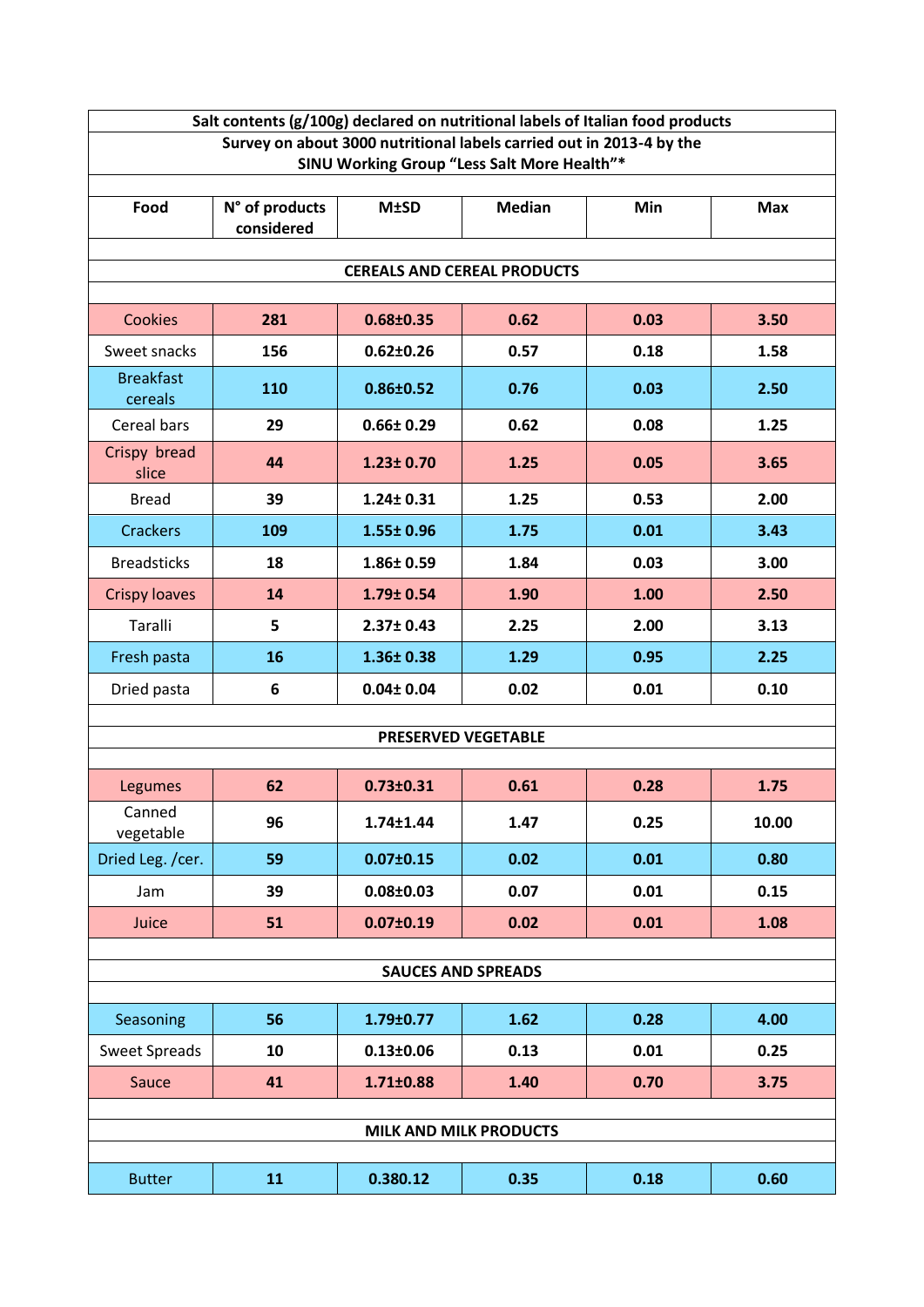| Salt contents (g/100g) declared on nutritional labels of Italian food products | | | | | |
|---|---|---|---|---|---|
| Survey on about 3000 nutritional labels carried out in 2013-4 by the SINU Working Group "Less Salt More Health"* | | | | | |
| **Food** | **N° of products considered** | **M±SD** | **Median** | **Min** | **Max** |
| **CEREALS AND CEREAL PRODUCTS** | | | | | |
| Cookies | **281** | **0.68±0.35** | **0.62** | **0.03** | **3.50** |
| Sweet snacks | **156** | **0.62±0.26** | **0.57** | **0.18** | **1.58** |
| Breakfast cereals | **110** | **0.86±0.52** | **0.76** | **0.03** | **2.50** |
| Cereal bars | **29** | **0.66± 0.29** | **0.62** | **0.08** | **1.25** |
| Crispy bread slice | **44** | **1.23± 0.70** | **1.25** | **0.05** | **3.65** |
| Bread | **39** | **1.24± 0.31** | **1.25** | **0.53** | **2.00** |
| Crackers | **109** | **1.55± 0.96** | **1.75** | **0.01** | **3.43** |
| Breadsticks | **18** | **1.86± 0.59** | **1.84** | **0.03** | **3.00** |
| Crispy loaves | **14** | **1.79± 0.54** | **1.90** | **1.00** | **2.50** |
| Taralli | **5** | **2.37± 0.43** | **2.25** | **2.00** | **3.13** |
| Fresh pasta | **16** | **1.36± 0.38** | **1.29** | **0.95** | **2.25** |
| Dried pasta | **6** | **0.04± 0.04** | **0.02** | **0.01** | **0.10** |
| **PRESERVED VEGETABLE** | | | | | |
| Legumes | **62** | **0.73±0.31** | **0.61** | **0.28** | **1.75** |
| Canned vegetable | **96** | **1.74±1.44** | **1.47** | **0.25** | **10.00** |
| Dried Leg. /cer. | **59** | **0.07±0.15** | **0.02** | **0.01** | **0.80** |
| Jam | **39** | **0.08±0.03** | **0.07** | **0.01** | **0.15** |
| Juice | **51** | **0.07±0.19** | **0.02** | **0.01** | **1.08** |
| **SAUCES AND SPREADS** | | | | | |
| Seasoning | **56** | **1.79±0.77** | **1.62** | **0.28** | **4.00** |
| Sweet Spreads | **10** | **0.13±0.06** | **0.13** | **0.01** | **0.25** |
| Sauce | **41** | **1.71±0.88** | **1.40** | **0.70** | **3.75** |
| **MILK AND MILK PRODUCTS** | | | | | |
| Butter | **11** | **0.380.12** | **0.35** | **0.18** | **0.60** |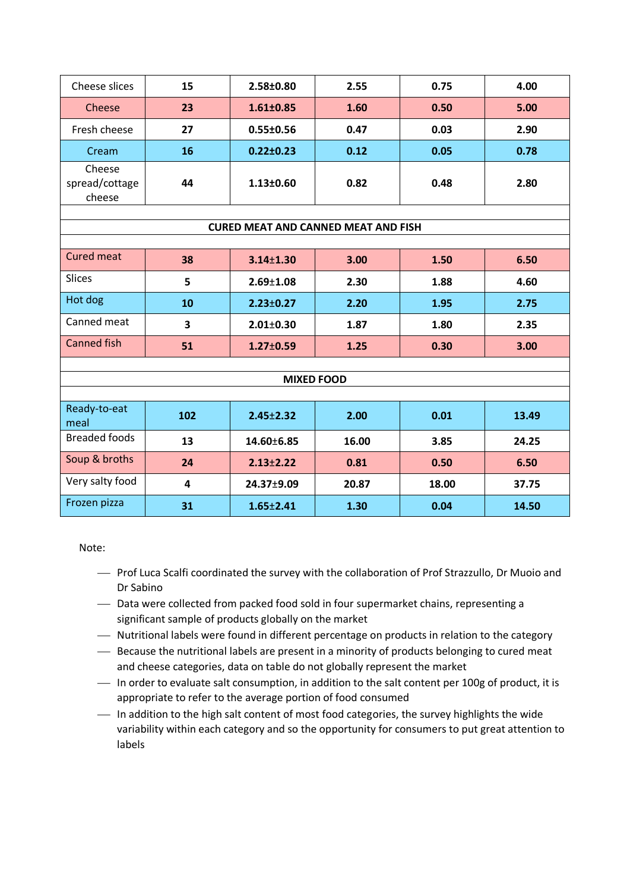| | | | | | |
|---|---|---|---|---|---|
| Cheese slices | **15** | **2.58±0.80** | **2.55** | **0.75** | **4.00** |
| Cheese | **23** | **1.61±0.85** | **1.60** | **0.50** | **5.00** |
| Fresh cheese | **27** | **0.55±0.56** | **0.47** | **0.03** | **2.90** |
| Cream | **16** | **0.22±0.23** | **0.12** | **0.05** | **0.78** |
| Cheese spread/cottage cheese | **44** | **1.13±0.60** | **0.82** | **0.48** | **2.80** |
| | | | | | |
| **CURED MEAT AND CANNED MEAT AND FISH** | | | | | |
| | | | | | |
| Cured meat | **38** | **3.14±1.30** | **3.00** | **1.50** | **6.50** |
| Slices | **5** | **2.69±1.08** | **2.30** | **1.88** | **4.60** |
| Hot dog | **10** | **2.23±0.27** | **2.20** | **1.95** | **2.75** |
| Canned meat | **3** | **2.01±0.30** | **1.87** | **1.80** | **2.35** |
| Canned fish | **51** | **1.27±0.59** | **1.25** | **0.30** | **3.00** |
| | | | | | |
| **MIXED FOOD** | | | | | |
| | | | | | |
| Ready-to-eat meal | **102** | **2.45±2.32** | **2.00** | **0.01** | **13.49** |
| Breaded foods | **13** | **14.60±6.85** | **16.00** | **3.85** | **24.25** |
| Soup & broths | **24** | **2.13±2.22** | **0.81** | **0.50** | **6.50** |
| Very salty food | **4** | **24.37±9.09** | **20.87** | **18.00** | **37.75** |
| Frozen pizza | **31** | **1.65±2.41** | **1.30** | **0.04** | **14.50** |

Note:

- Prof Luca Scalfi coordinated the survey with the collaboration of Prof Strazzullo, Dr Muoio and Dr Sabino
- Data were collected from packed food sold in four supermarket chains, representing a significant sample of products globally on the market
- Nutritional labels were found in different percentage on products in relation to the category
- Because the nutritional labels are present in a minority of products belonging to cured meat and cheese categories, data on table do not globally represent the market
- In order to evaluate salt consumption, in addition to the salt content per 100g of product, it is appropriate to refer to the average portion of food consumed
- In addition to the high salt content of most food categories, the survey highlights the wide variability within each category and so the opportunity for consumers to put great attention to labels